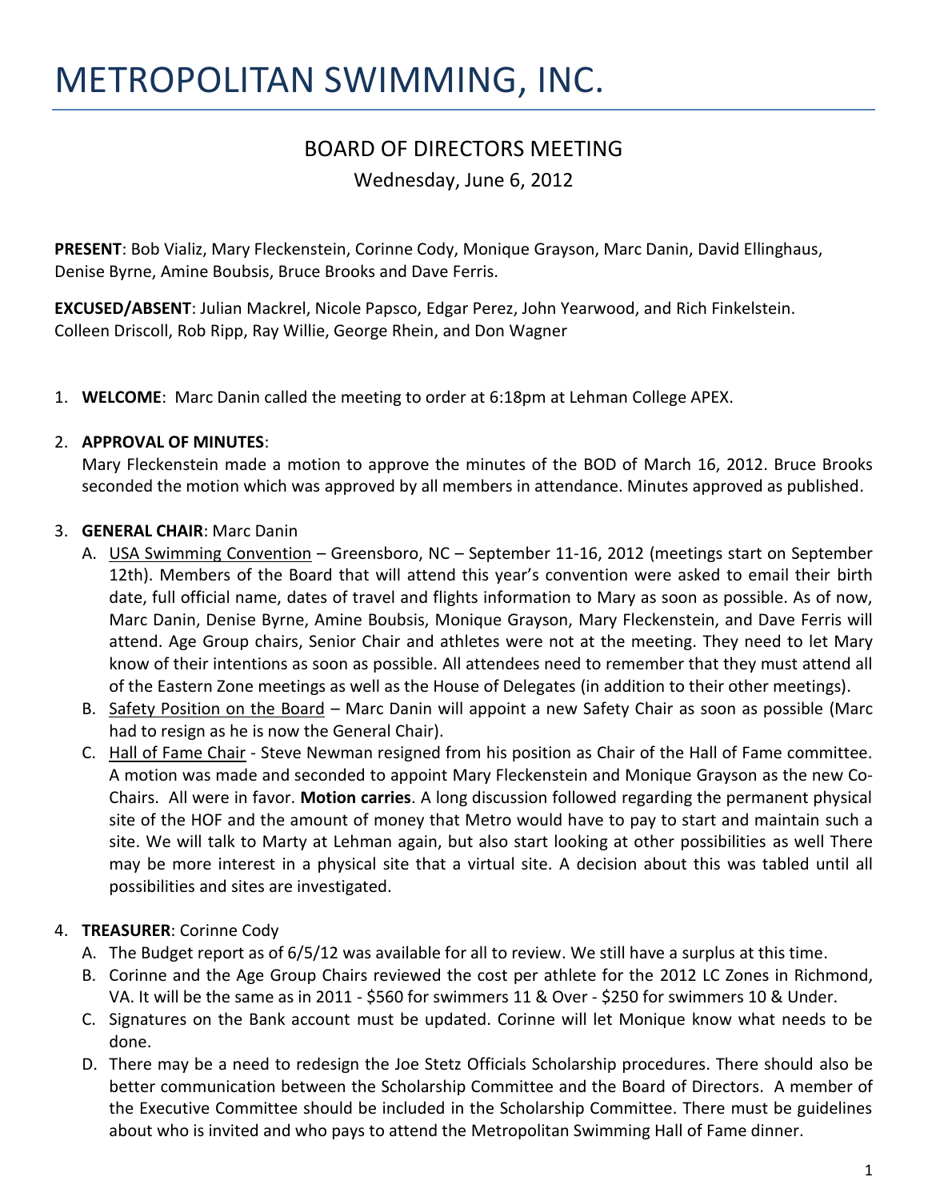# METROPOLITAN SWIMMING, INC.

## BOARD OF DIRECTORS MEETING

Wednesday, June 6, 2012

**PRESENT**: Bob Vializ, Mary Fleckenstein, Corinne Cody, Monique Grayson, Marc Danin, David Ellinghaus, Denise Byrne, Amine Boubsis, Bruce Brooks and Dave Ferris.

**EXCUSED/ABSENT**: Julian Mackrel, Nicole Papsco, Edgar Perez, John Yearwood, and Rich Finkelstein. Colleen Driscoll, Rob Ripp, Ray Willie, George Rhein, and Don Wagner

1. **WELCOME**: Marc Danin called the meeting to order at 6:18pm at Lehman College APEX.

2. **APPROVAL OF MINUTES**:
   Mary Fleckenstein made a motion to approve the minutes of the BOD of March 16, 2012. Bruce Brooks seconded the motion which was approved by all members in attendance. Minutes approved as published.

3. **GENERAL CHAIR**: Marc Danin
   A. USA Swimming Convention – Greensboro, NC – September 11-16, 2012 (meetings start on September 12th). Members of the Board that will attend this year's convention were asked to email their birth date, full official name, dates of travel and flights information to Mary as soon as possible. As of now, Marc Danin, Denise Byrne, Amine Boubsis, Monique Grayson, Mary Fleckenstein, and Dave Ferris will attend. Age Group chairs, Senior Chair and athletes were not at the meeting. They need to let Mary know of their intentions as soon as possible. All attendees need to remember that they must attend all of the Eastern Zone meetings as well as the House of Delegates (in addition to their other meetings).
   B. Safety Position on the Board – Marc Danin will appoint a new Safety Chair as soon as possible (Marc had to resign as he is now the General Chair).
   C. Hall of Fame Chair - Steve Newman resigned from his position as Chair of the Hall of Fame committee. A motion was made and seconded to appoint Mary Fleckenstein and Monique Grayson as the new Co-Chairs. All were in favor. **Motion carries**. A long discussion followed regarding the permanent physical site of the HOF and the amount of money that Metro would have to pay to start and maintain such a site. We will talk to Marty at Lehman again, but also start looking at other possibilities as well There may be more interest in a physical site that a virtual site. A decision about this was tabled until all possibilities and sites are investigated.

4. **TREASURER**: Corinne Cody
   A. The Budget report as of 6/5/12 was available for all to review. We still have a surplus at this time.
   B. Corinne and the Age Group Chairs reviewed the cost per athlete for the 2012 LC Zones in Richmond, VA. It will be the same as in 2011 - $560 for swimmers 11 & Over - $250 for swimmers 10 & Under.
   C. Signatures on the Bank account must be updated. Corinne will let Monique know what needs to be done.
   D. There may be a need to redesign the Joe Stetz Officials Scholarship procedures. There should also be better communication between the Scholarship Committee and the Board of Directors. A member of the Executive Committee should be included in the Scholarship Committee. There must be guidelines about who is invited and who pays to attend the Metropolitan Swimming Hall of Fame dinner.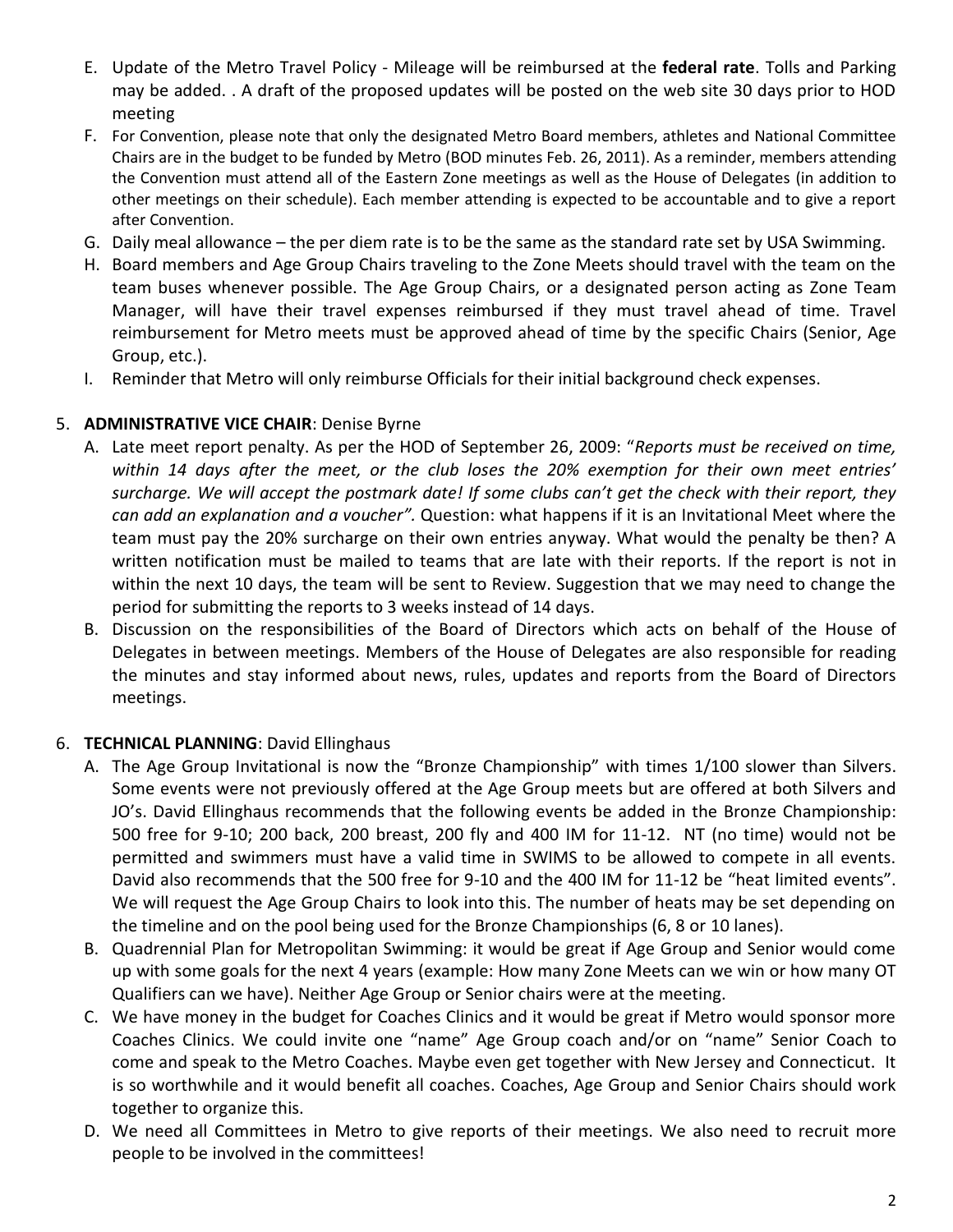E. Update of the Metro Travel Policy - Mileage will be reimbursed at the **federal rate**. Tolls and Parking may be added. . A draft of the proposed updates will be posted on the web site 30 days prior to HOD meeting

F. For Convention, please note that only the designated Metro Board members, athletes and National Committee Chairs are in the budget to be funded by Metro (BOD minutes Feb. 26, 2011). As a reminder, members attending the Convention must attend all of the Eastern Zone meetings as well as the House of Delegates (in addition to other meetings on their schedule). Each member attending is expected to be accountable and to give a report after Convention.

G. Daily meal allowance – the per diem rate is to be the same as the standard rate set by USA Swimming.

H. Board members and Age Group Chairs traveling to the Zone Meets should travel with the team on the team buses whenever possible. The Age Group Chairs, or a designated person acting as Zone Team Manager, will have their travel expenses reimbursed if they must travel ahead of time. Travel reimbursement for Metro meets must be approved ahead of time by the specific Chairs (Senior, Age Group, etc.).

I. Reminder that Metro will only reimburse Officials for their initial background check expenses.

5. **ADMINISTRATIVE VICE CHAIR**: Denise Byrne

   A. Late meet report penalty. As per the HOD of September 26, 2009: "*Reports must be received on time, within 14 days after the meet, or the club loses the 20% exemption for their own meet entries' surcharge. We will accept the postmark date! If some clubs can't get the check with their report, they can add an explanation and a voucher".* Question: what happens if it is an Invitational Meet where the team must pay the 20% surcharge on their own entries anyway. What would the penalty be then? A written notification must be mailed to teams that are late with their reports. If the report is not in within the next 10 days, the team will be sent to Review. Suggestion that we may need to change the period for submitting the reports to 3 weeks instead of 14 days.

   B. Discussion on the responsibilities of the Board of Directors which acts on behalf of the House of Delegates in between meetings. Members of the House of Delegates are also responsible for reading the minutes and stay informed about news, rules, updates and reports from the Board of Directors meetings.

6. **TECHNICAL PLANNING**: David Ellinghaus

   A. The Age Group Invitational is now the "Bronze Championship" with times 1/100 slower than Silvers. Some events were not previously offered at the Age Group meets but are offered at both Silvers and JO's. David Ellinghaus recommends that the following events be added in the Bronze Championship: 500 free for 9-10; 200 back, 200 breast, 200 fly and 400 IM for 11-12. NT (no time) would not be permitted and swimmers must have a valid time in SWIMS to be allowed to compete in all events. David also recommends that the 500 free for 9-10 and the 400 IM for 11-12 be "heat limited events". We will request the Age Group Chairs to look into this. The number of heats may be set depending on the timeline and on the pool being used for the Bronze Championships (6, 8 or 10 lanes).

   B. Quadrennial Plan for Metropolitan Swimming: it would be great if Age Group and Senior would come up with some goals for the next 4 years (example: How many Zone Meets can we win or how many OT Qualifiers can we have). Neither Age Group or Senior chairs were at the meeting.

   C. We have money in the budget for Coaches Clinics and it would be great if Metro would sponsor more Coaches Clinics. We could invite one "name" Age Group coach and/or on "name" Senior Coach to come and speak to the Metro Coaches. Maybe even get together with New Jersey and Connecticut. It is so worthwhile and it would benefit all coaches. Coaches, Age Group and Senior Chairs should work together to organize this.

   D. We need all Committees in Metro to give reports of their meetings. We also need to recruit more people to be involved in the committees!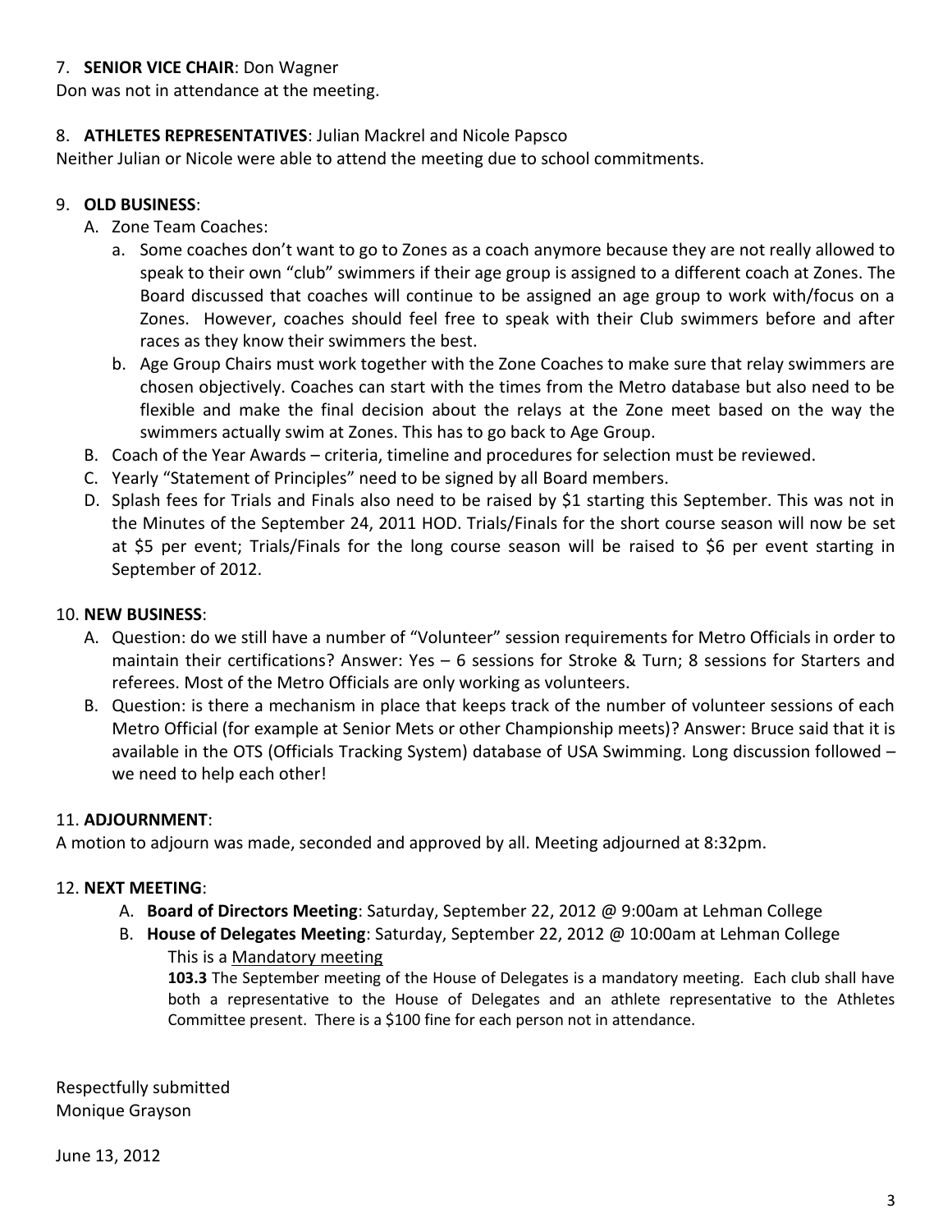7. **SENIOR VICE CHAIR**: Don Wagner

Don was not in attendance at the meeting.

8. **ATHLETES REPRESENTATIVES**: Julian Mackrel and Nicole Papsco

Neither Julian or Nicole were able to attend the meeting due to school commitments.

9. **OLD BUSINESS**:
   A. Zone Team Coaches:
      a. Some coaches don't want to go to Zones as a coach anymore because they are not really allowed to speak to their own "club" swimmers if their age group is assigned to a different coach at Zones. The Board discussed that coaches will continue to be assigned an age group to work with/focus on a Zones. However, coaches should feel free to speak with their Club swimmers before and after races as they know their swimmers the best.
      b. Age Group Chairs must work together with the Zone Coaches to make sure that relay swimmers are chosen objectively. Coaches can start with the times from the Metro database but also need to be flexible and make the final decision about the relays at the Zone meet based on the way the swimmers actually swim at Zones. This has to go back to Age Group.
   B. Coach of the Year Awards – criteria, timeline and procedures for selection must be reviewed.
   C. Yearly "Statement of Principles" need to be signed by all Board members.
   D. Splash fees for Trials and Finals also need to be raised by $1 starting this September. This was not in the Minutes of the September 24, 2011 HOD. Trials/Finals for the short course season will now be set at $5 per event; Trials/Finals for the long course season will be raised to $6 per event starting in September of 2012.

10. **NEW BUSINESS**:
   A. Question: do we still have a number of "Volunteer" session requirements for Metro Officials in order to maintain their certifications? Answer: Yes – 6 sessions for Stroke & Turn; 8 sessions for Starters and referees. Most of the Metro Officials are only working as volunteers.
   B. Question: is there a mechanism in place that keeps track of the number of volunteer sessions of each Metro Official (for example at Senior Mets or other Championship meets)? Answer: Bruce said that it is available in the OTS (Officials Tracking System) database of USA Swimming. Long discussion followed – we need to help each other!

11. **ADJOURNMENT**:

A motion to adjourn was made, seconded and approved by all. Meeting adjourned at 8:32pm.

12. **NEXT MEETING**:
   A. **Board of Directors Meeting**: Saturday, September 22, 2012 @ 9:00am at Lehman College
   B. **House of Delegates Meeting**: Saturday, September 22, 2012 @ 10:00am at Lehman College

      This is a Mandatory meeting

      **103.3** The September meeting of the House of Delegates is a mandatory meeting. Each club shall have both a representative to the House of Delegates and an athlete representative to the Athletes Committee present. There is a $100 fine for each person not in attendance.

Respectfully submitted
Monique Grayson

June 13, 2012